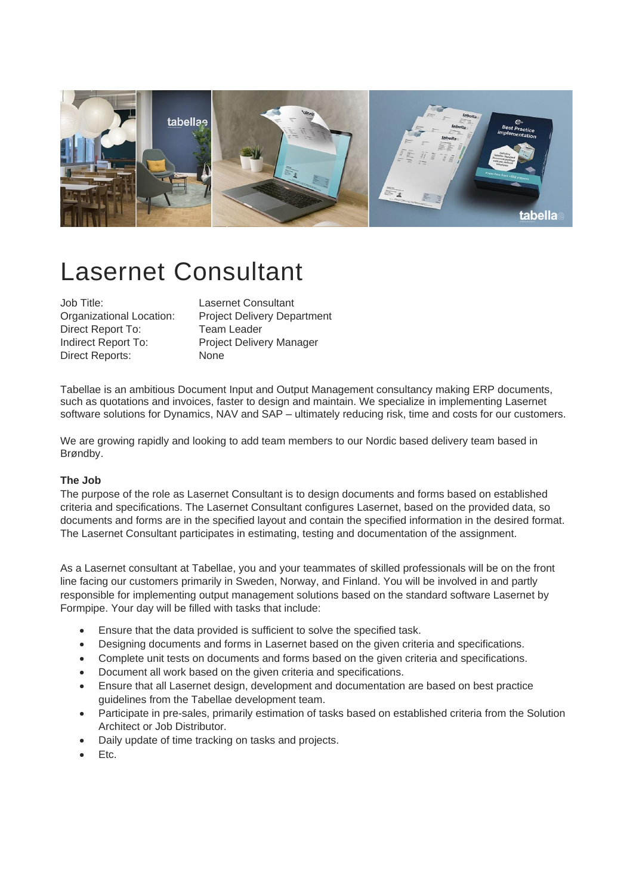# Lasernet Consultant

| | |
|---|---|
| Job Title: | Lasernet Consultant |
| Organizational Location: | Project Delivery Department |
| Direct Report To: | Team Leader |
| Indirect Report To: | Project Delivery Manager |
| Direct Reports: | None |

Tabellae is an ambitious Document Input and Output Management consultancy making ERP documents, such as quotations and invoices, faster to design and maintain. We specialize in implementing Lasernet software solutions for Dynamics, NAV and SAP – ultimately reducing risk, time and costs for our customers.

We are growing rapidly and looking to add team members to our Nordic based delivery team based in Brøndby.

**The Job**

The purpose of the role as Lasernet Consultant is to design documents and forms based on established criteria and specifications. The Lasernet Consultant configures Lasernet, based on the provided data, so documents and forms are in the specified layout and contain the specified information in the desired format. The Lasernet Consultant participates in estimating, testing and documentation of the assignment.

As a Lasernet consultant at Tabellae, you and your teammates of skilled professionals will be on the front line facing our customers primarily in Sweden, Norway, and Finland. You will be involved in and partly responsible for implementing output management solutions based on the standard software Lasernet by Formpipe. Your day will be filled with tasks that include:

- Ensure that the data provided is sufficient to solve the specified task.
- Designing documents and forms in Lasernet based on the given criteria and specifications.
- Complete unit tests on documents and forms based on the given criteria and specifications.
- Document all work based on the given criteria and specifications.
- Ensure that all Lasernet design, development and documentation are based on best practice guidelines from the Tabellae development team.
- Participate in pre-sales, primarily estimation of tasks based on established criteria from the Solution Architect or Job Distributor.
- Daily update of time tracking on tasks and projects.
- Etc.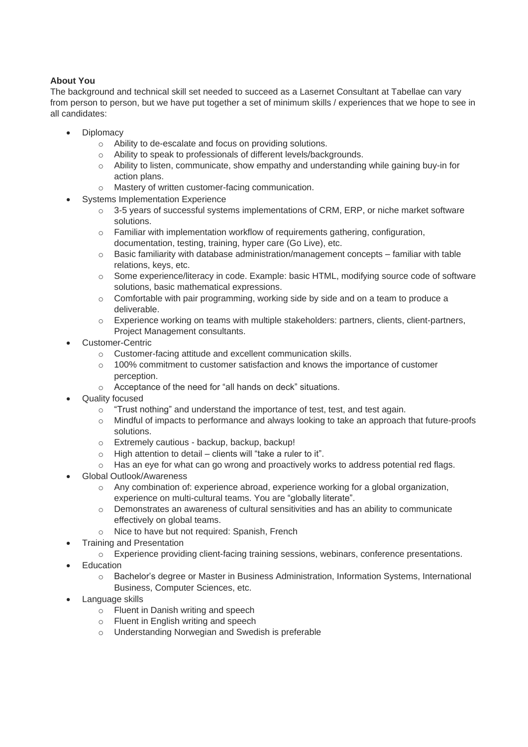**About You**

The background and technical skill set needed to succeed as a Lasernet Consultant at Tabellae can vary from person to person, but we have put together a set of minimum skills / experiences that we hope to see in all candidates:

- Diplomacy
  - Ability to de-escalate and focus on providing solutions.
  - Ability to speak to professionals of different levels/backgrounds.
  - Ability to listen, communicate, show empathy and understanding while gaining buy-in for action plans.
  - Mastery of written customer-facing communication.
- Systems Implementation Experience
  - 3-5 years of successful systems implementations of CRM, ERP, or niche market software solutions.
  - Familiar with implementation workflow of requirements gathering, configuration, documentation, testing, training, hyper care (Go Live), etc.
  - Basic familiarity with database administration/management concepts – familiar with table relations, keys, etc.
  - Some experience/literacy in code. Example: basic HTML, modifying source code of software solutions, basic mathematical expressions.
  - Comfortable with pair programming, working side by side and on a team to produce a deliverable.
  - Experience working on teams with multiple stakeholders: partners, clients, client-partners, Project Management consultants.
- Customer-Centric
  - Customer-facing attitude and excellent communication skills.
  - 100% commitment to customer satisfaction and knows the importance of customer perception.
  - Acceptance of the need for "all hands on deck" situations.
- Quality focused
  - "Trust nothing" and understand the importance of test, test, and test again.
  - Mindful of impacts to performance and always looking to take an approach that future-proofs solutions.
  - Extremely cautious - backup, backup, backup!
  - High attention to detail – clients will "take a ruler to it".
  - Has an eye for what can go wrong and proactively works to address potential red flags.
- Global Outlook/Awareness
  - Any combination of: experience abroad, experience working for a global organization, experience on multi-cultural teams. You are "globally literate".
  - Demonstrates an awareness of cultural sensitivities and has an ability to communicate effectively on global teams.
  - Nice to have but not required: Spanish, French
- Training and Presentation
  - Experience providing client-facing training sessions, webinars, conference presentations.
- Education
  - Bachelor's degree or Master in Business Administration, Information Systems, International Business, Computer Sciences, etc.
- Language skills
  - Fluent in Danish writing and speech
  - Fluent in English writing and speech
  - Understanding Norwegian and Swedish is preferable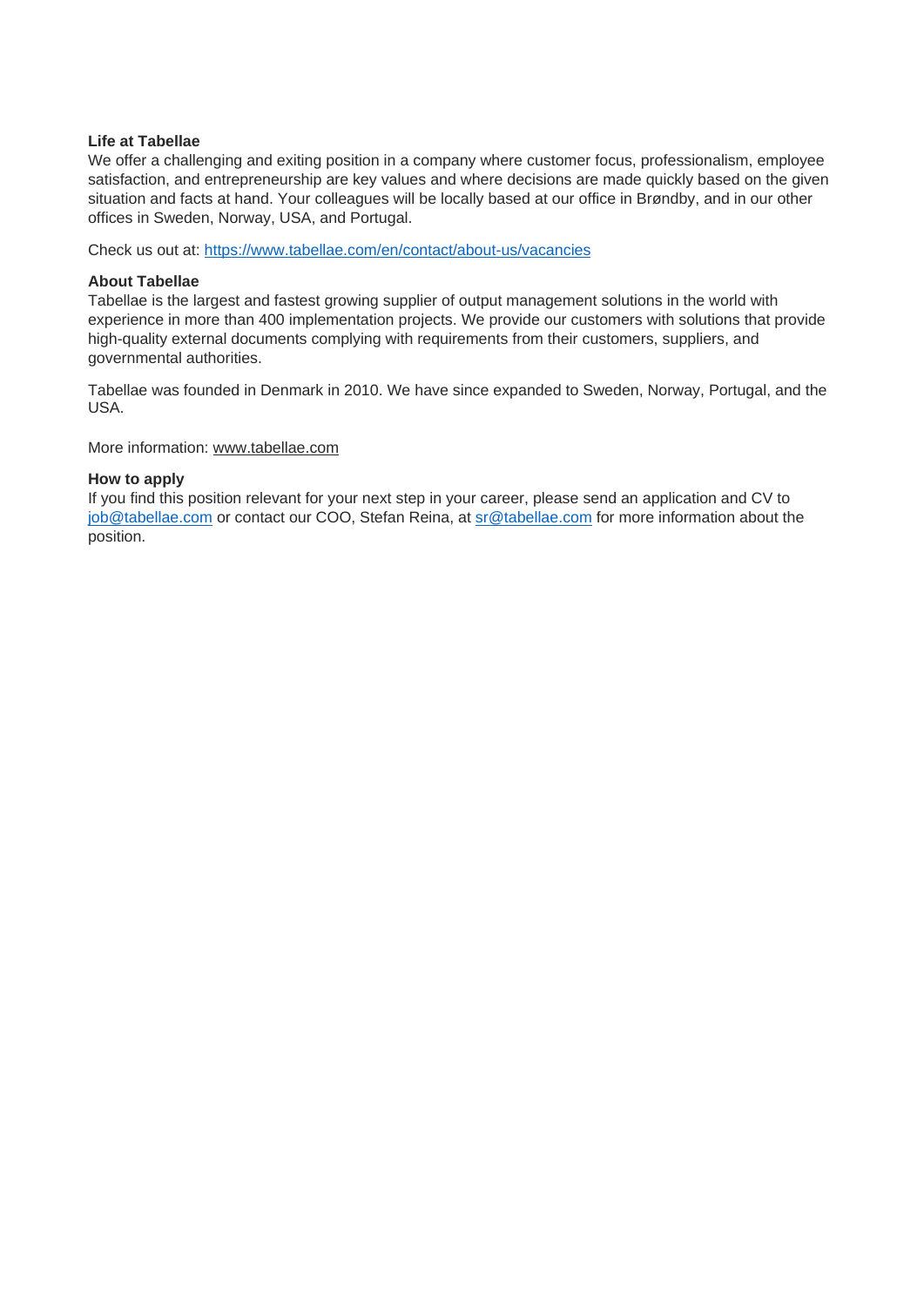**Life at Tabellae**

We offer a challenging and exiting position in a company where customer focus, professionalism, employee satisfaction, and entrepreneurship are key values and where decisions are made quickly based on the given situation and facts at hand. Your colleagues will be locally based at our office in Brøndby, and in our other offices in Sweden, Norway, USA, and Portugal.

Check us out at: https://www.tabellae.com/en/contact/about-us/vacancies

**About Tabellae**

Tabellae is the largest and fastest growing supplier of output management solutions in the world with experience in more than 400 implementation projects. We provide our customers with solutions that provide high-quality external documents complying with requirements from their customers, suppliers, and governmental authorities.

Tabellae was founded in Denmark in 2010. We have since expanded to Sweden, Norway, Portugal, and the USA.

More information: www.tabellae.com

**How to apply**

If you find this position relevant for your next step in your career, please send an application and CV to job@tabellae.com or contact our COO, Stefan Reina, at sr@tabellae.com for more information about the position.